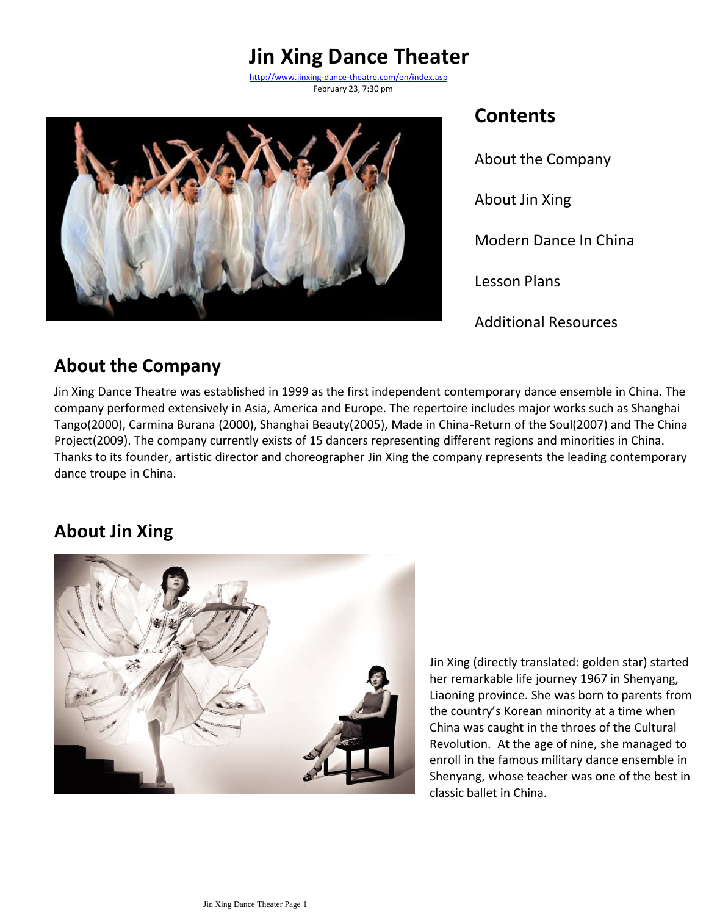# Jin Xing Dance Theater

http://www.jinxing-dance-theatre.com/en/index.asp

February 23, 7:30 pm

## Contents

About the Company

About Jin Xing

Modern Dance In China

Lesson Plans

Additional Resources

## About the Company

Jin Xing Dance Theatre was established in 1999 as the first independent contemporary dance ensemble in China. The company performed extensively in Asia, America and Europe. The repertoire includes major works such as Shanghai Tango(2000), Carmina Burana (2000), Shanghai Beauty(2005), Made in China-Return of the Soul(2007) and The China Project(2009). The company currently exists of 15 dancers representing different regions and minorities in China. Thanks to its founder, artistic director and choreographer Jin Xing the company represents the leading contemporary dance troupe in China.

## About Jin Xing

Jin Xing (directly translated: golden star) started her remarkable life journey 1967 in Shenyang, Liaoning province. She was born to parents from the country's Korean minority at a time when China was caught in the throes of the Cultural Revolution. At the age of nine, she managed to enroll in the famous military dance ensemble in Shenyang, whose teacher was one of the best in classic ballet in China.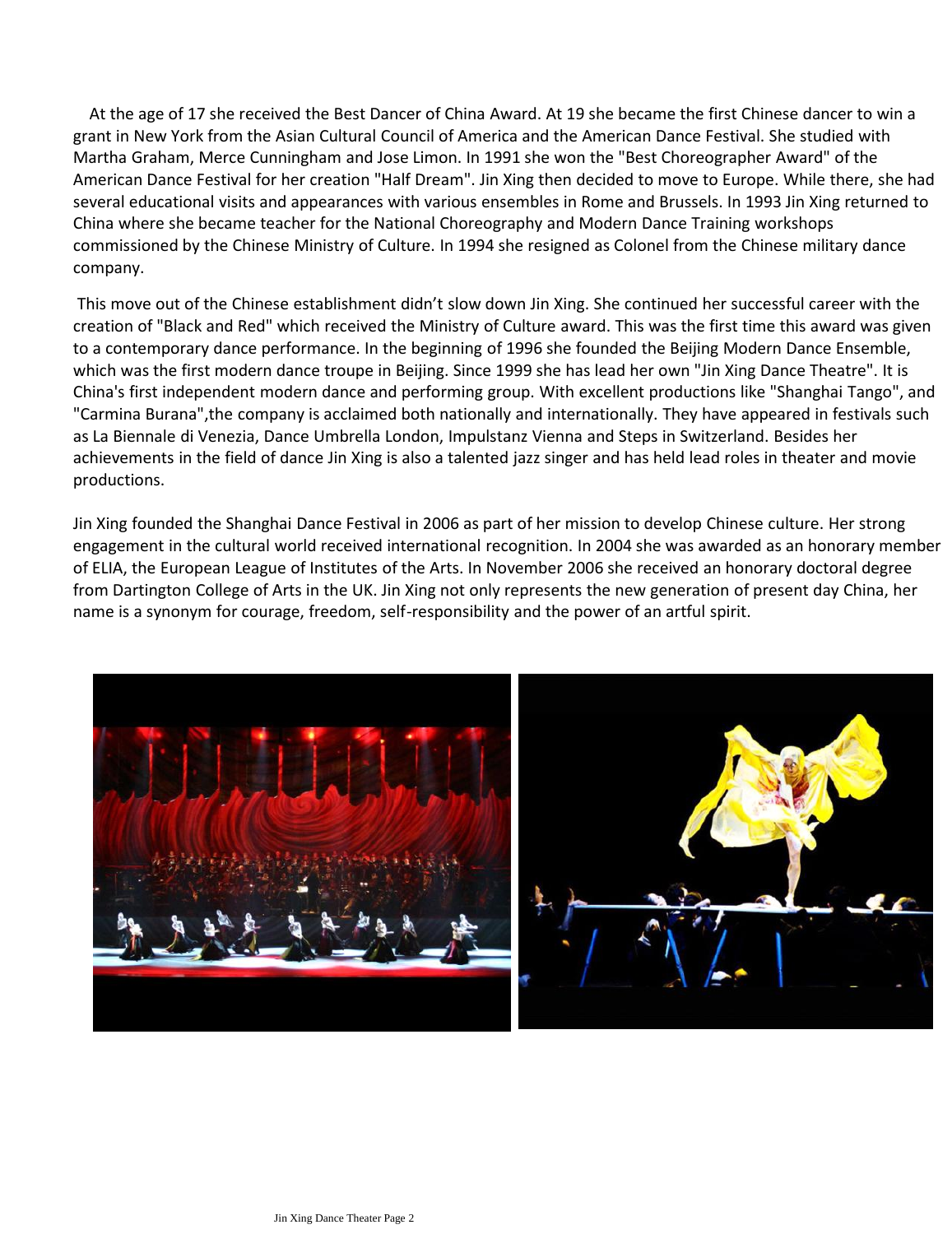At the age of 17 she received the Best Dancer of China Award. At 19 she became the first Chinese dancer to win a grant in New York from the Asian Cultural Council of America and the American Dance Festival. She studied with Martha Graham, Merce Cunningham and Jose Limon. In 1991 she won the "Best Choreographer Award" of the American Dance Festival for her creation "Half Dream". Jin Xing then decided to move to Europe. While there, she had several educational visits and appearances with various ensembles in Rome and Brussels. In 1993 Jin Xing returned to China where she became teacher for the National Choreography and Modern Dance Training workshops commissioned by the Chinese Ministry of Culture. In 1994 she resigned as Colonel from the Chinese military dance company.

This move out of the Chinese establishment didn't slow down Jin Xing. She continued her successful career with the creation of "Black and Red" which received the Ministry of Culture award. This was the first time this award was given to a contemporary dance performance. In the beginning of 1996 she founded the Beijing Modern Dance Ensemble, which was the first modern dance troupe in Beijing. Since 1999 she has lead her own "Jin Xing Dance Theatre". It is China's first independent modern dance and performing group. With excellent productions like "Shanghai Tango", and "Carmina Burana",the company is acclaimed both nationally and internationally. They have appeared in festivals such as La Biennale di Venezia, Dance Umbrella London, Impulstanz Vienna and Steps in Switzerland. Besides her achievements in the field of dance Jin Xing is also a talented jazz singer and has held lead roles in theater and movie productions.

Jin Xing founded the Shanghai Dance Festival in 2006 as part of her mission to develop Chinese culture. Her strong engagement in the cultural world received international recognition. In 2004 she was awarded as an honorary member of ELIA, the European League of Institutes of the Arts. In November 2006 she received an honorary doctoral degree from Dartington College of Arts in the UK. Jin Xing not only represents the new generation of present day China, her name is a synonym for courage, freedom, self-responsibility and the power of an artful spirit.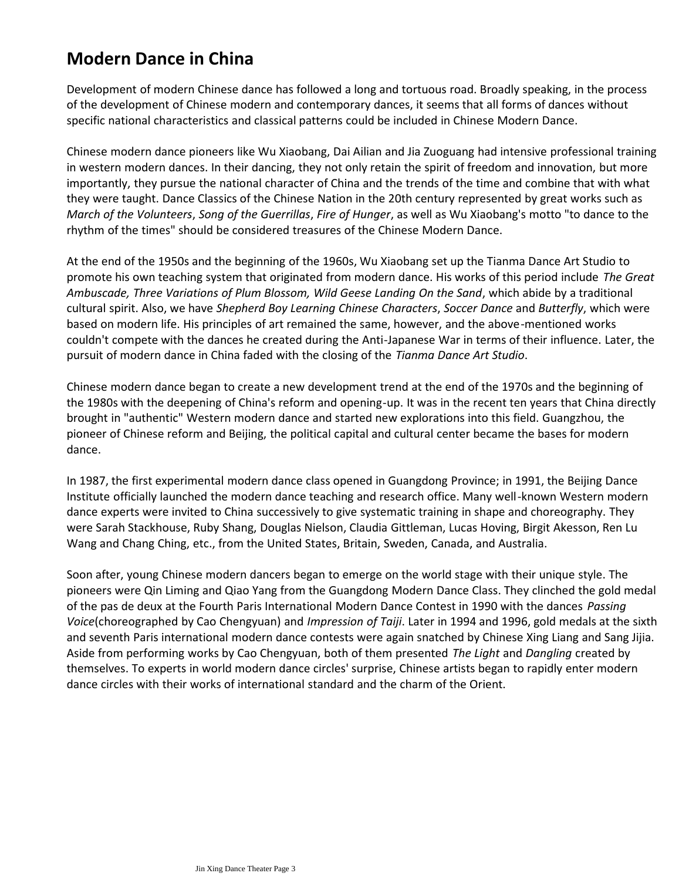# Modern Dance in China

Development of modern Chinese dance has followed a long and tortuous road. Broadly speaking, in the process of the development of Chinese modern and contemporary dances, it seems that all forms of dances without specific national characteristics and classical patterns could be included in Chinese Modern Dance.

Chinese modern dance pioneers like Wu Xiaobang, Dai Ailian and Jia Zuoguang had intensive professional training in western modern dances. In their dancing, they not only retain the spirit of freedom and innovation, but more importantly, they pursue the national character of China and the trends of the time and combine that with what they were taught. Dance Classics of the Chinese Nation in the 20th century represented by great works such as *March of the Volunteers*, *Song of the Guerrillas*, *Fire of Hunger*, as well as Wu Xiaobang's motto "to dance to the rhythm of the times" should be considered treasures of the Chinese Modern Dance.

At the end of the 1950s and the beginning of the 1960s, Wu Xiaobang set up the Tianma Dance Art Studio to promote his own teaching system that originated from modern dance. His works of this period include *The Great Ambuscade, Three Variations of Plum Blossom, Wild Geese Landing On the Sand*, which abide by a traditional cultural spirit. Also, we have *Shepherd Boy Learning Chinese Characters*, *Soccer Dance* and *Butterfly*, which were based on modern life. His principles of art remained the same, however, and the above-mentioned works couldn't compete with the dances he created during the Anti-Japanese War in terms of their influence. Later, the pursuit of modern dance in China faded with the closing of the *Tianma Dance Art Studio*.

Chinese modern dance began to create a new development trend at the end of the 1970s and the beginning of the 1980s with the deepening of China's reform and opening-up. It was in the recent ten years that China directly brought in "authentic" Western modern dance and started new explorations into this field. Guangzhou, the pioneer of Chinese reform and Beijing, the political capital and cultural center became the bases for modern dance.

In 1987, the first experimental modern dance class opened in Guangdong Province; in 1991, the Beijing Dance Institute officially launched the modern dance teaching and research office. Many well-known Western modern dance experts were invited to China successively to give systematic training in shape and choreography. They were Sarah Stackhouse, Ruby Shang, Douglas Nielson, Claudia Gittleman, Lucas Hoving, Birgit Akesson, Ren Lu Wang and Chang Ching, etc., from the United States, Britain, Sweden, Canada, and Australia.

Soon after, young Chinese modern dancers began to emerge on the world stage with their unique style. The pioneers were Qin Liming and Qiao Yang from the Guangdong Modern Dance Class. They clinched the gold medal of the pas de deux at the Fourth Paris International Modern Dance Contest in 1990 with the dances *Passing Voice*(choreographed by Cao Chengyuan) and *Impression of Taiji*. Later in 1994 and 1996, gold medals at the sixth and seventh Paris international modern dance contests were again snatched by Chinese Xing Liang and Sang Jijia. Aside from performing works by Cao Chengyuan, both of them presented *The Light* and *Dangling* created by themselves. To experts in world modern dance circles' surprise, Chinese artists began to rapidly enter modern dance circles with their works of international standard and the charm of the Orient.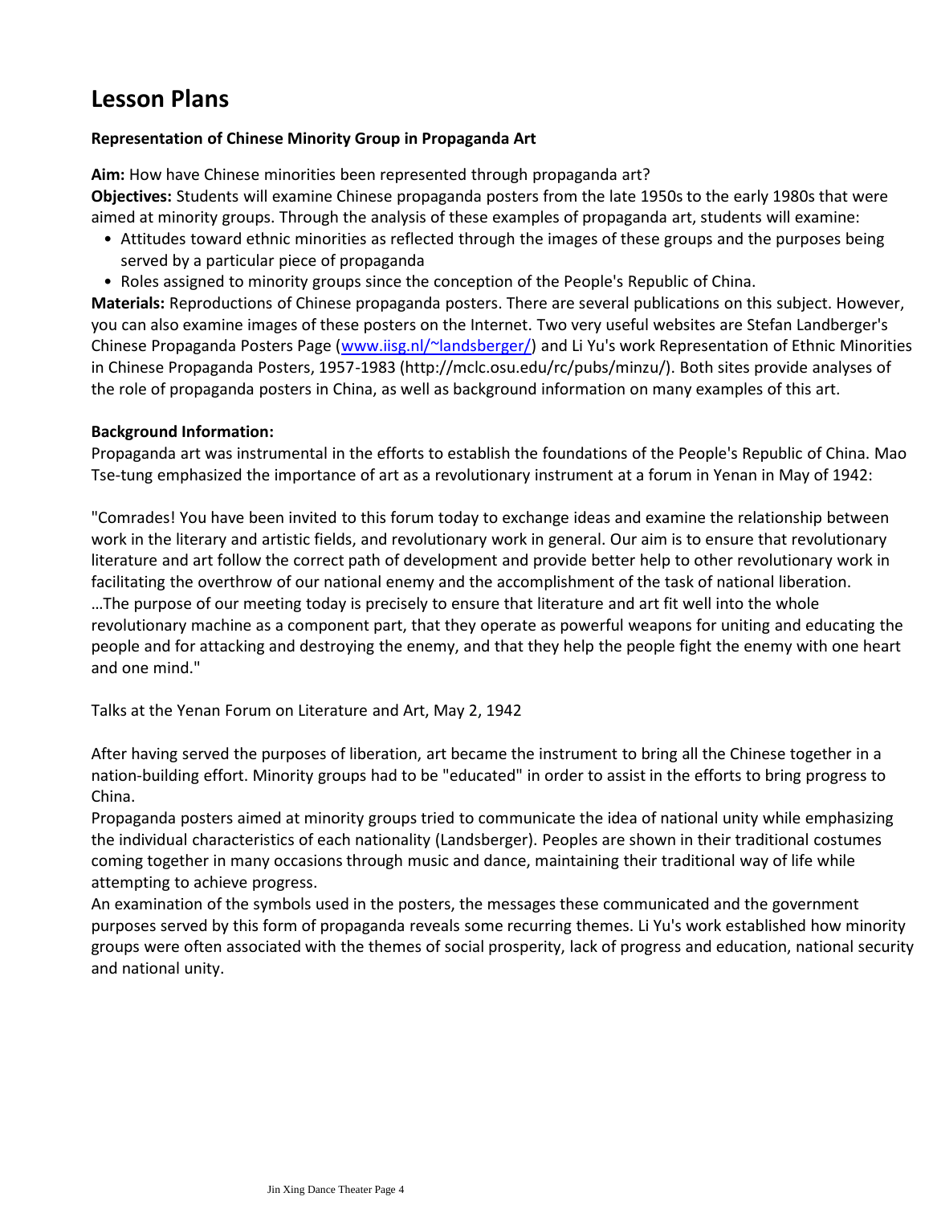# Lesson Plans

**Representation of Chinese Minority Group in Propaganda Art**

**Aim:** How have Chinese minorities been represented through propaganda art?
**Objectives:** Students will examine Chinese propaganda posters from the late 1950s to the early 1980s that were aimed at minority groups. Through the analysis of these examples of propaganda art, students will examine:

- Attitudes toward ethnic minorities as reflected through the images of these groups and the purposes being served by a particular piece of propaganda
- Roles assigned to minority groups since the conception of the People's Republic of China.

**Materials:** Reproductions of Chinese propaganda posters. There are several publications on this subject. However, you can also examine images of these posters on the Internet. Two very useful websites are Stefan Landberger's Chinese Propaganda Posters Page ([www.iisg.nl/~landsberger/](www.iisg.nl/~landsberger/)) and Li Yu's work Representation of Ethnic Minorities in Chinese Propaganda Posters, 1957-1983 (http://mclc.osu.edu/rc/pubs/minzu/). Both sites provide analyses of the role of propaganda posters in China, as well as background information on many examples of this art.

**Background Information:**
Propaganda art was instrumental in the efforts to establish the foundations of the People's Republic of China. Mao Tse-tung emphasized the importance of art as a revolutionary instrument at a forum in Yenan in May of 1942:

"Comrades! You have been invited to this forum today to exchange ideas and examine the relationship between work in the literary and artistic fields, and revolutionary work in general. Our aim is to ensure that revolutionary literature and art follow the correct path of development and provide better help to other revolutionary work in facilitating the overthrow of our national enemy and the accomplishment of the task of national liberation. …The purpose of our meeting today is precisely to ensure that literature and art fit well into the whole revolutionary machine as a component part, that they operate as powerful weapons for uniting and educating the people and for attacking and destroying the enemy, and that they help the people fight the enemy with one heart and one mind."

Talks at the Yenan Forum on Literature and Art, May 2, 1942

After having served the purposes of liberation, art became the instrument to bring all the Chinese together in a nation-building effort. Minority groups had to be "educated" in order to assist in the efforts to bring progress to China.
Propaganda posters aimed at minority groups tried to communicate the idea of national unity while emphasizing the individual characteristics of each nationality (Landsberger). Peoples are shown in their traditional costumes coming together in many occasions through music and dance, maintaining their traditional way of life while attempting to achieve progress.
An examination of the symbols used in the posters, the messages these communicated and the government purposes served by this form of propaganda reveals some recurring themes. Li Yu's work established how minority groups were often associated with the themes of social prosperity, lack of progress and education, national security and national unity.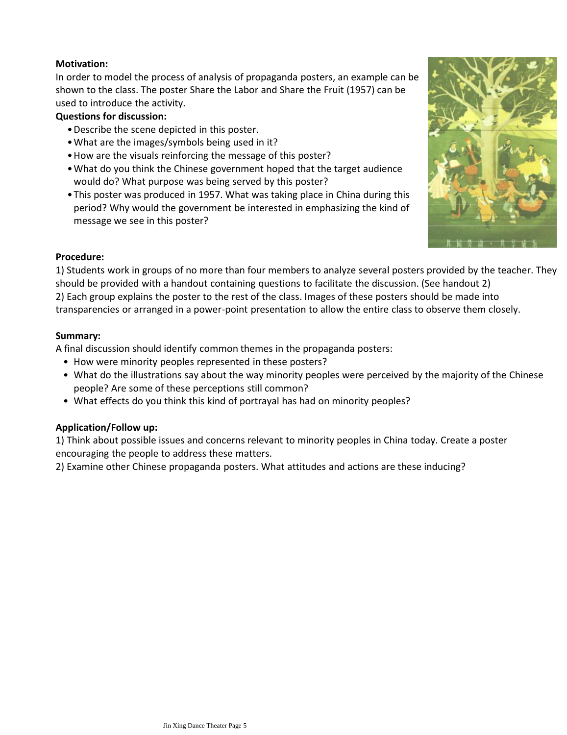**Motivation:**

In order to model the process of analysis of propaganda posters, an example can be shown to the class. The poster Share the Labor and Share the Fruit (1957) can be used to introduce the activity.

**Questions for discussion:**

- Describe the scene depicted in this poster.
- What are the images/symbols being used in it?
- How are the visuals reinforcing the message of this poster?
- What do you think the Chinese government hoped that the target audience would do? What purpose was being served by this poster?
- This poster was produced in 1957. What was taking place in China during this period? Why would the government be interested in emphasizing the kind of message we see in this poster?

**Procedure:**

1) Students work in groups of no more than four members to analyze several posters provided by the teacher. They should be provided with a handout containing questions to facilitate the discussion. (See handout 2)

2) Each group explains the poster to the rest of the class. Images of these posters should be made into transparencies or arranged in a power-point presentation to allow the entire class to observe them closely.

**Summary:**

A final discussion should identify common themes in the propaganda posters:

- How were minority peoples represented in these posters?
- What do the illustrations say about the way minority peoples were perceived by the majority of the Chinese people? Are some of these perceptions still common?
- What effects do you think this kind of portrayal has had on minority peoples?

**Application/Follow up:**

1) Think about possible issues and concerns relevant to minority peoples in China today. Create a poster encouraging the people to address these matters.

2) Examine other Chinese propaganda posters. What attitudes and actions are these inducing?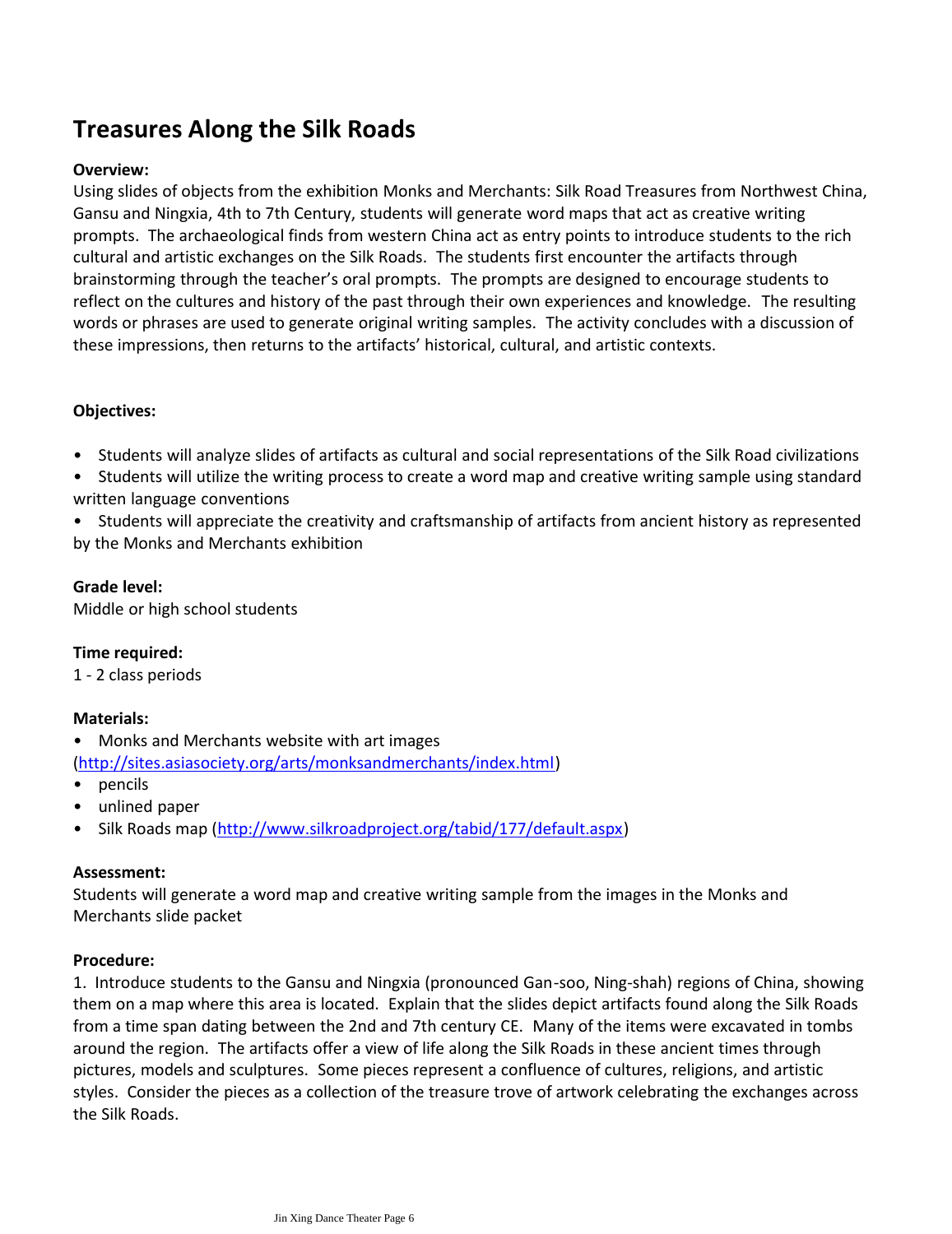# Treasures Along the Silk Roads

**Overview:**

Using slides of objects from the exhibition Monks and Merchants: Silk Road Treasures from Northwest China, Gansu and Ningxia, 4th to 7th Century, students will generate word maps that act as creative writing prompts. The archaeological finds from western China act as entry points to introduce students to the rich cultural and artistic exchanges on the Silk Roads. The students first encounter the artifacts through brainstorming through the teacher's oral prompts. The prompts are designed to encourage students to reflect on the cultures and history of the past through their own experiences and knowledge. The resulting words or phrases are used to generate original writing samples. The activity concludes with a discussion of these impressions, then returns to the artifacts' historical, cultural, and artistic contexts.

**Objectives:**

- Students will analyze slides of artifacts as cultural and social representations of the Silk Road civilizations
- Students will utilize the writing process to create a word map and creative writing sample using standard written language conventions
- Students will appreciate the creativity and craftsmanship of artifacts from ancient history as represented by the Monks and Merchants exhibition

**Grade level:**

Middle or high school students

**Time required:**

1 - 2 class periods

**Materials:**

- Monks and Merchants website with art images (http://sites.asiasociety.org/arts/monksandmerchants/index.html)
- pencils
- unlined paper
- Silk Roads map (http://www.silkroadproject.org/tabid/177/default.aspx)

**Assessment:**

Students will generate a word map and creative writing sample from the images in the Monks and Merchants slide packet

**Procedure:**

1. Introduce students to the Gansu and Ningxia (pronounced Gan-soo, Ning-shah) regions of China, showing them on a map where this area is located. Explain that the slides depict artifacts found along the Silk Roads from a time span dating between the 2nd and 7th century CE. Many of the items were excavated in tombs around the region. The artifacts offer a view of life along the Silk Roads in these ancient times through pictures, models and sculptures. Some pieces represent a confluence of cultures, religions, and artistic styles. Consider the pieces as a collection of the treasure trove of artwork celebrating the exchanges across the Silk Roads.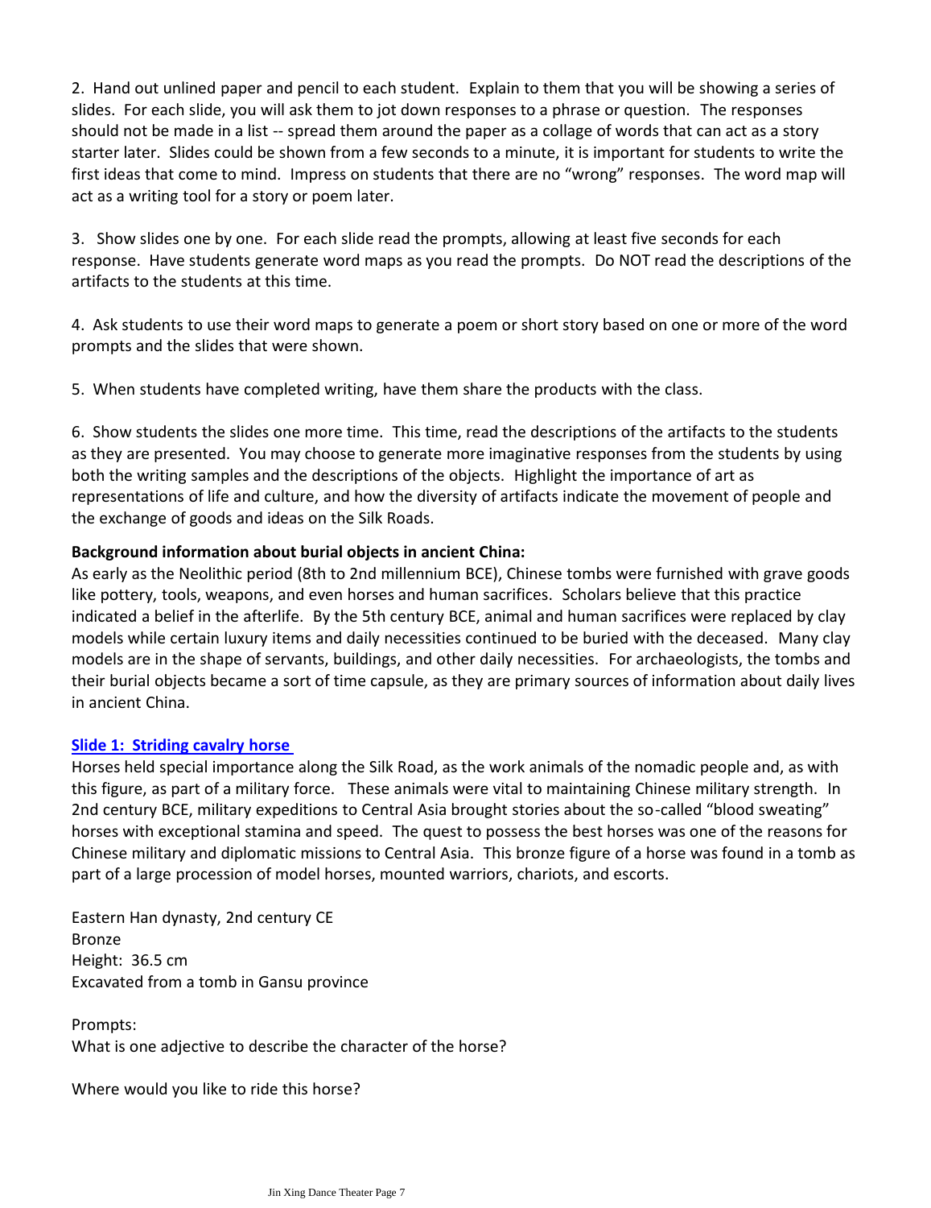2. Hand out unlined paper and pencil to each student. Explain to them that you will be showing a series of slides. For each slide, you will ask them to jot down responses to a phrase or question. The responses should not be made in a list -- spread them around the paper as a collage of words that can act as a story starter later. Slides could be shown from a few seconds to a minute, it is important for students to write the first ideas that come to mind. Impress on students that there are no "wrong" responses. The word map will act as a writing tool for a story or poem later.

3. Show slides one by one. For each slide read the prompts, allowing at least five seconds for each response. Have students generate word maps as you read the prompts. Do NOT read the descriptions of the artifacts to the students at this time.

4. Ask students to use their word maps to generate a poem or short story based on one or more of the word prompts and the slides that were shown.

5. When students have completed writing, have them share the products with the class.

6. Show students the slides one more time. This time, read the descriptions of the artifacts to the students as they are presented. You may choose to generate more imaginative responses from the students by using both the writing samples and the descriptions of the objects. Highlight the importance of art as representations of life and culture, and how the diversity of artifacts indicate the movement of people and the exchange of goods and ideas on the Silk Roads.

**Background information about burial objects in ancient China:**
As early as the Neolithic period (8th to 2nd millennium BCE), Chinese tombs were furnished with grave goods like pottery, tools, weapons, and even horses and human sacrifices. Scholars believe that this practice indicated a belief in the afterlife. By the 5th century BCE, animal and human sacrifices were replaced by clay models while certain luxury items and daily necessities continued to be buried with the deceased. Many clay models are in the shape of servants, buildings, and other daily necessities. For archaeologists, the tombs and their burial objects became a sort of time capsule, as they are primary sources of information about daily lives in ancient China.

**Slide 1: Striding cavalry horse**

Horses held special importance along the Silk Road, as the work animals of the nomadic people and, as with this figure, as part of a military force. These animals were vital to maintaining Chinese military strength. In 2nd century BCE, military expeditions to Central Asia brought stories about the so-called "blood sweating" horses with exceptional stamina and speed. The quest to possess the best horses was one of the reasons for Chinese military and diplomatic missions to Central Asia. This bronze figure of a horse was found in a tomb as part of a large procession of model horses, mounted warriors, chariots, and escorts.

Eastern Han dynasty, 2nd century CE
Bronze
Height: 36.5 cm
Excavated from a tomb in Gansu province

Prompts:
What is one adjective to describe the character of the horse?

Where would you like to ride this horse?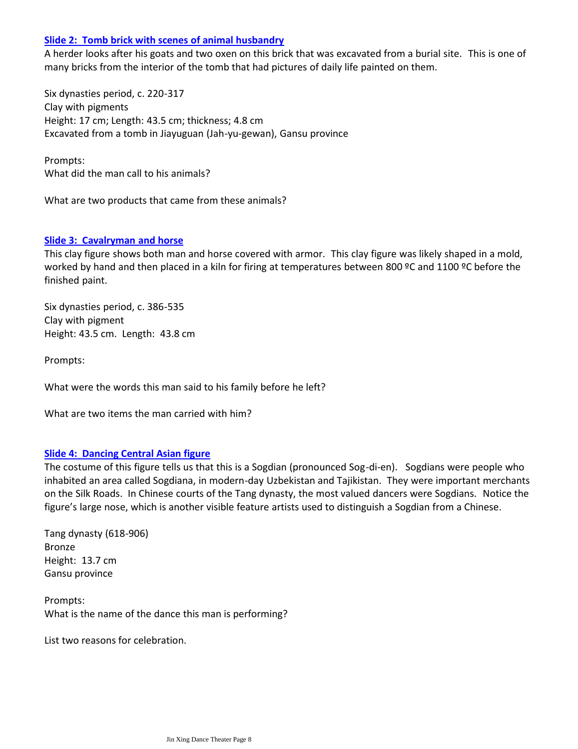### Slide 2: Tomb brick with scenes of animal husbandry

A herder looks after his goats and two oxen on this brick that was excavated from a burial site. This is one of many bricks from the interior of the tomb that had pictures of daily life painted on them.

Six dynasties period, c. 220-317
Clay with pigments
Height: 17 cm; Length: 43.5 cm; thickness; 4.8 cm
Excavated from a tomb in Jiayuguan (Jah-yu-gewan), Gansu province

Prompts:
What did the man call to his animals?

What are two products that came from these animals?

### Slide 3: Cavalryman and horse

This clay figure shows both man and horse covered with armor. This clay figure was likely shaped in a mold, worked by hand and then placed in a kiln for firing at temperatures between 800 ºC and 1100 ºC before the finished paint.

Six dynasties period, c. 386-535
Clay with pigment
Height: 43.5 cm. Length: 43.8 cm

Prompts:

What were the words this man said to his family before he left?

What are two items the man carried with him?

### Slide 4: Dancing Central Asian figure

The costume of this figure tells us that this is a Sogdian (pronounced Sog-di-en). Sogdians were people who inhabited an area called Sogdiana, in modern-day Uzbekistan and Tajikistan. They were important merchants on the Silk Roads. In Chinese courts of the Tang dynasty, the most valued dancers were Sogdians. Notice the figure's large nose, which is another visible feature artists used to distinguish a Sogdian from a Chinese.

Tang dynasty (618-906)
Bronze
Height: 13.7 cm
Gansu province

Prompts:
What is the name of the dance this man is performing?

List two reasons for celebration.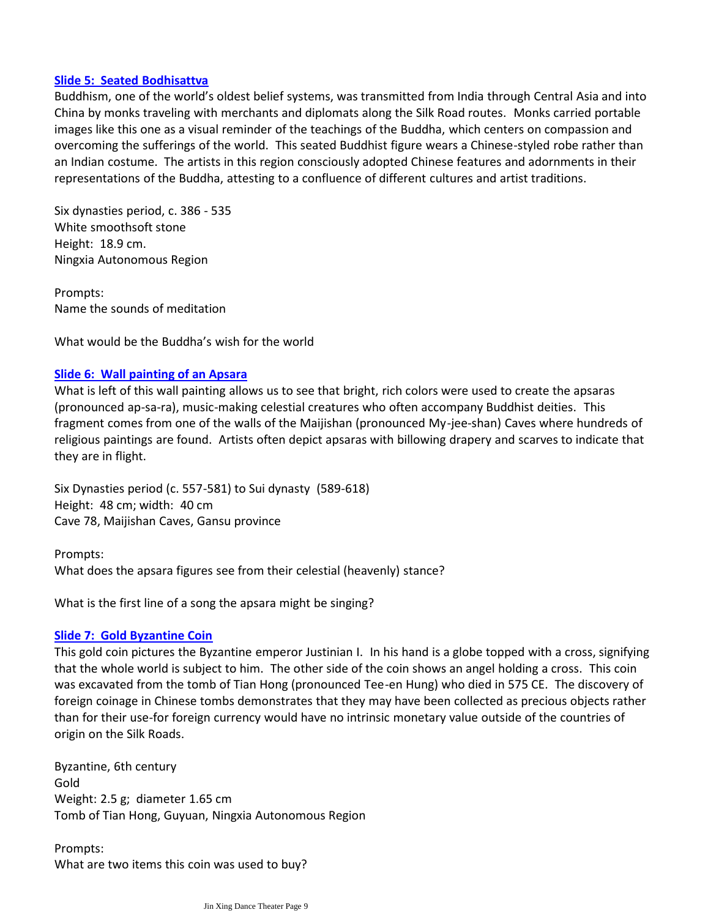**[Slide 5: Seated Bodhisattva]**

Buddhism, one of the world's oldest belief systems, was transmitted from India through Central Asia and into China by monks traveling with merchants and diplomats along the Silk Road routes. Monks carried portable images like this one as a visual reminder of the teachings of the Buddha, which centers on compassion and overcoming the sufferings of the world. This seated Buddhist figure wears a Chinese-styled robe rather than an Indian costume. The artists in this region consciously adopted Chinese features and adornments in their representations of the Buddha, attesting to a confluence of different cultures and artist traditions.

Six dynasties period, c. 386 - 535
White smoothsoft stone
Height: 18.9 cm.
Ningxia Autonomous Region

Prompts:
Name the sounds of meditation

What would be the Buddha's wish for the world

**[Slide 6: Wall painting of an Apsara]**

What is left of this wall painting allows us to see that bright, rich colors were used to create the apsaras (pronounced ap-sa-ra), music-making celestial creatures who often accompany Buddhist deities. This fragment comes from one of the walls of the Maijishan (pronounced My-jee-shan) Caves where hundreds of religious paintings are found. Artists often depict apsaras with billowing drapery and scarves to indicate that they are in flight.

Six Dynasties period (c. 557-581) to Sui dynasty (589-618)
Height: 48 cm; width: 40 cm
Cave 78, Maijishan Caves, Gansu province

Prompts:
What does the apsara figures see from their celestial (heavenly) stance?

What is the first line of a song the apsara might be singing?

**[Slide 7: Gold Byzantine Coin]**

This gold coin pictures the Byzantine emperor Justinian I. In his hand is a globe topped with a cross, signifying that the whole world is subject to him. The other side of the coin shows an angel holding a cross. This coin was excavated from the tomb of Tian Hong (pronounced Tee-en Hung) who died in 575 CE. The discovery of foreign coinage in Chinese tombs demonstrates that they may have been collected as precious objects rather than for their use-for foreign currency would have no intrinsic monetary value outside of the countries of origin on the Silk Roads.

Byzantine, 6th century
Gold
Weight: 2.5 g; diameter 1.65 cm
Tomb of Tian Hong, Guyuan, Ningxia Autonomous Region

Prompts:
What are two items this coin was used to buy?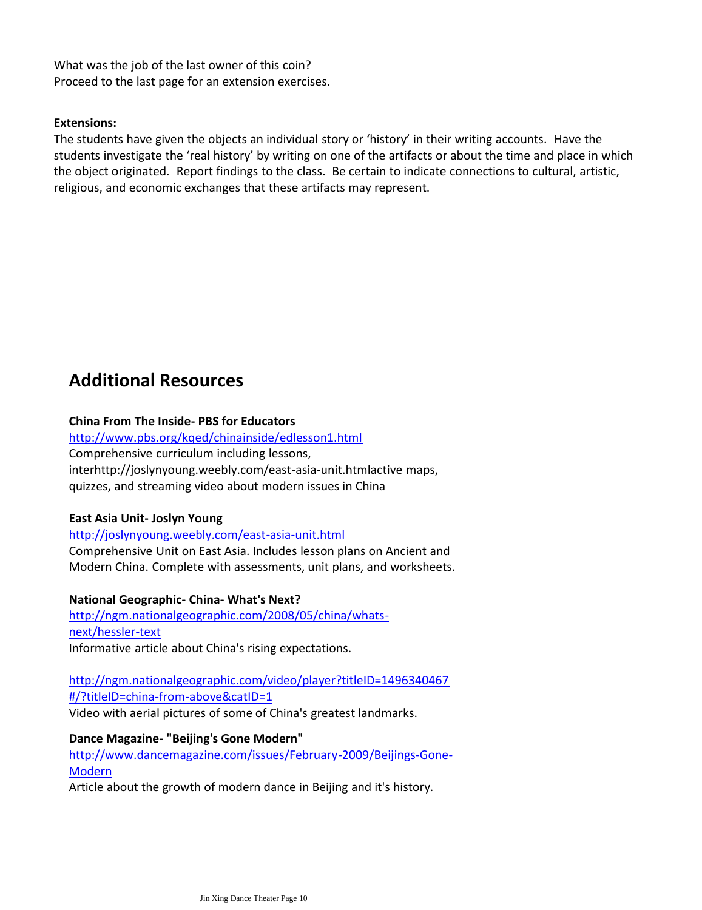What was the job of the last owner of this coin?
Proceed to the last page for an extension exercises.

**Extensions:**
The students have given the objects an individual story or 'history' in their writing accounts. Have the students investigate the 'real history' by writing on one of the artifacts or about the time and place in which the object originated. Report findings to the class. Be certain to indicate connections to cultural, artistic, religious, and economic exchanges that these artifacts may represent.

## Additional Resources

**China From The Inside- PBS for Educators**
http://www.pbs.org/kqed/chinainside/edlesson1.html
Comprehensive curriculum including lessons, interhttp://joslynyoung.weebly.com/east-asia-unit.htmlactive maps, quizzes, and streaming video about modern issues in China

**East Asia Unit- Joslyn Young**
http://joslynyoung.weebly.com/east-asia-unit.html
Comprehensive Unit on East Asia. Includes lesson plans on Ancient and Modern China. Complete with assessments, unit plans, and worksheets.

**National Geographic- China- What's Next?**
http://ngm.nationalgeographic.com/2008/05/china/whats-next/hessler-text
Informative article about China's rising expectations.

http://ngm.nationalgeographic.com/video/player?titleID=1496340467#/?titleID=china-from-above&catID=1
Video with aerial pictures of some of China's greatest landmarks.

**Dance Magazine- "Beijing's Gone Modern"**
http://www.dancemagazine.com/issues/February-2009/Beijings-Gone-Modern
Article about the growth of modern dance in Beijing and it's history.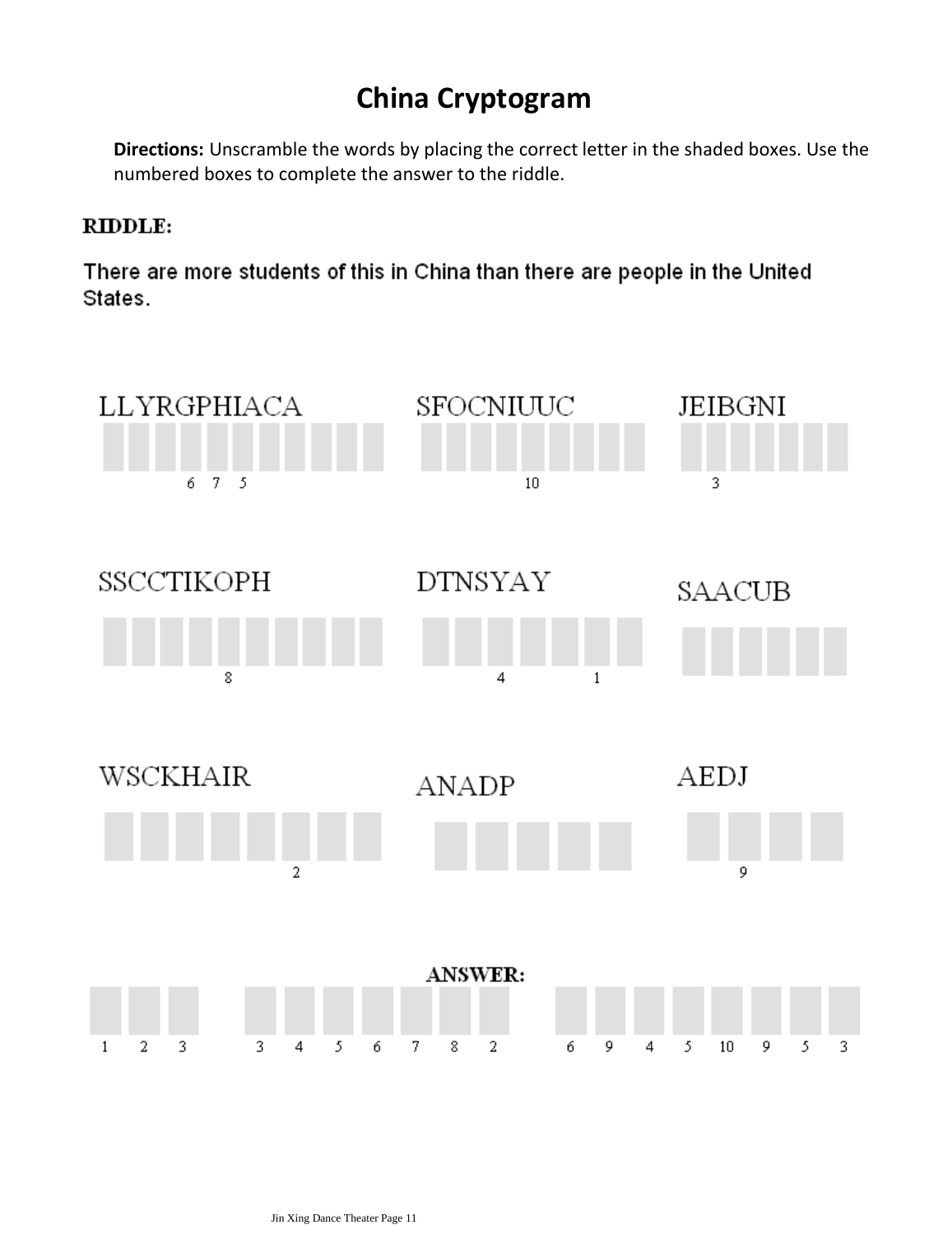# China Cryptogram

**Directions:** Unscramble the words by placing the correct letter in the shaded boxes. Use the numbered boxes to complete the answer to the riddle.

**RIDDLE:**

There are more students of this in China than there are people in the United States.

LLYRGPHIACA

☐☐☐☐☐☐☐☐☐☐☐
(numbered boxes: 6 7 5)

SFOCNIUUC

☐☐☐☐☐☐☐☐☐
(numbered box: 10)

JEIBGNI

☐☐☐☐☐☐☐
(numbered box: 3)

SSCCTIKOPH

☐☐☐☐☐☐☐☐☐☐
(numbered box: 8)

DTNSYAY

☐☐☐☐☐☐☐
(numbered boxes: 4, 1)

SAACUB

☐☐☐☐☐☐

WSCKHAIR

☐☐☐☐☐☐☐☐
(numbered box: 2)

ANADP

☐☐☐☐☐

AEDJ

☐☐☐☐
(numbered box: 9)

**ANSWER:**

☐☐☐ ☐☐☐☐☐☐☐ ☐☐☐☐☐☐☐☐

1 2 3 &nbsp; 3 4 5 6 7 8 2 &nbsp; 6 9 4 5 10 9 5 3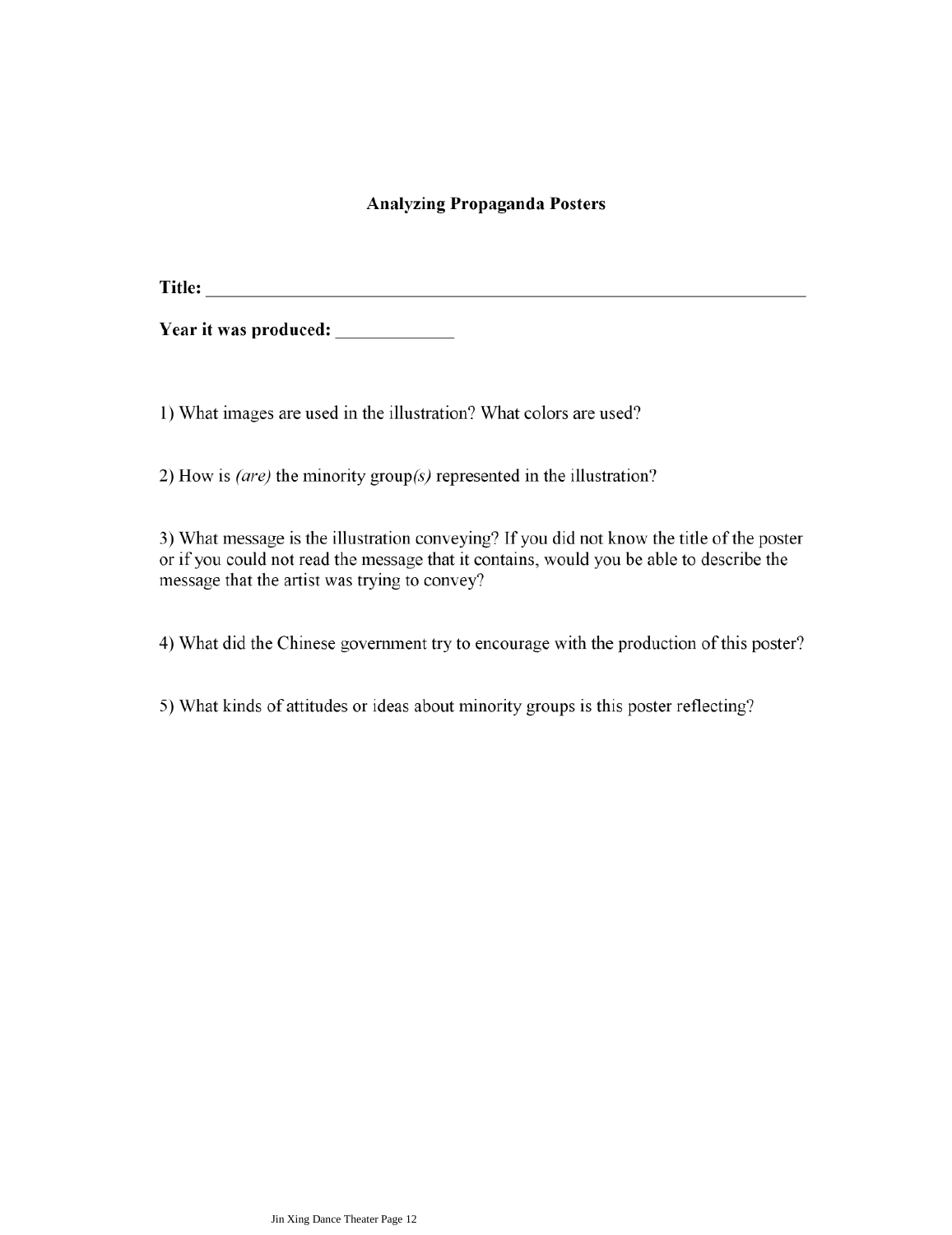# Analyzing Propaganda Posters

**Title:** ____________________________________________________________

**Year it was produced:** ____________

1) What images are used in the illustration? What colors are used?

2) How is *(are)* the minority group*(s)* represented in the illustration?

3) What message is the illustration conveying? If you did not know the title of the poster or if you could not read the message that it contains, would you be able to describe the message that the artist was trying to convey?

4) What did the Chinese government try to encourage with the production of this poster?

5) What kinds of attitudes or ideas about minority groups is this poster reflecting?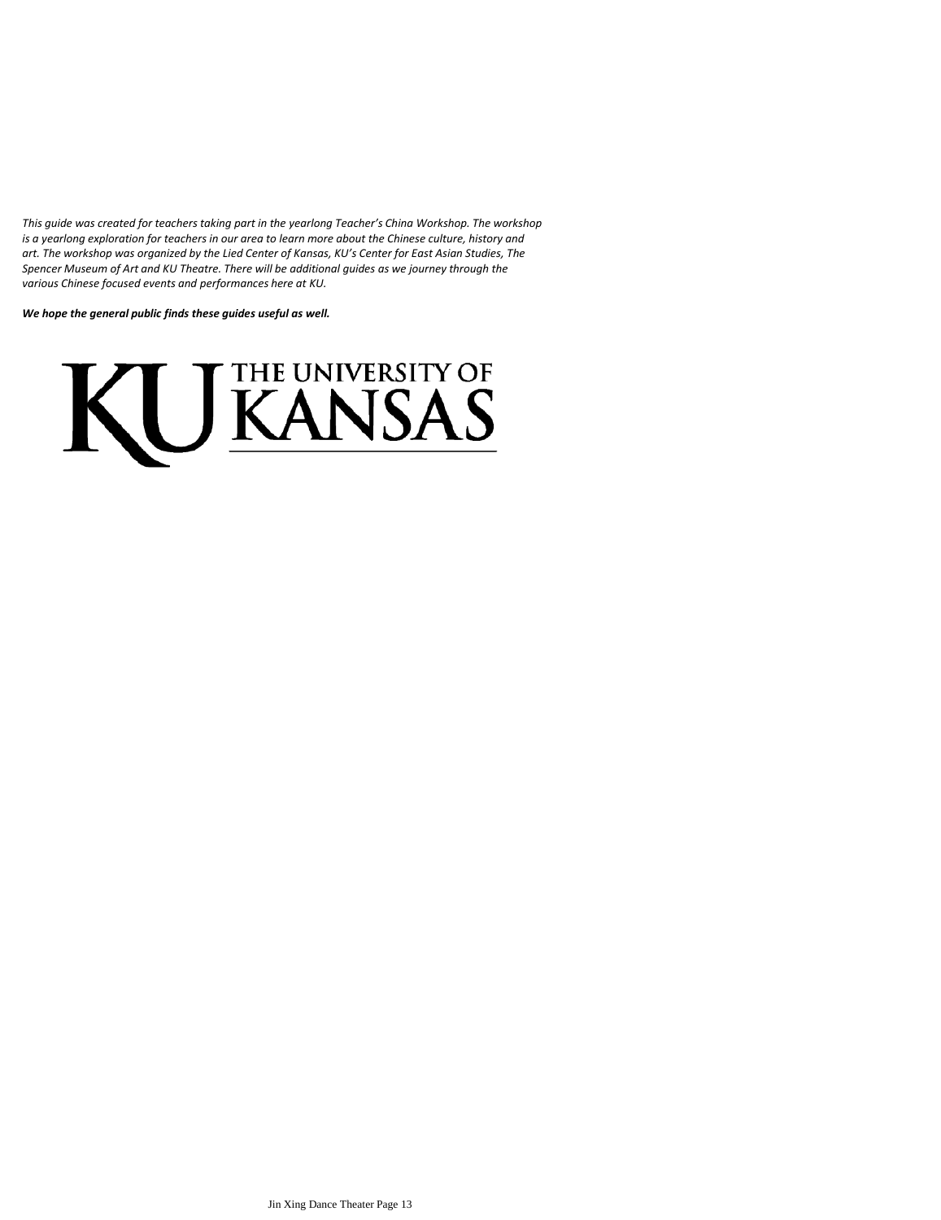*This guide was created for teachers taking part in the yearlong Teacher's China Workshop. The workshop is a yearlong exploration for teachers in our area to learn more about the Chinese culture, history and art. The workshop was organized by the Lied Center of Kansas, KU's Center for East Asian Studies, The Spencer Museum of Art and KU Theatre. There will be additional guides as we journey through the various Chinese focused events and performances here at KU.*

***We hope the general public finds these guides useful as well.***

KU THE UNIVERSITY OF KANSAS